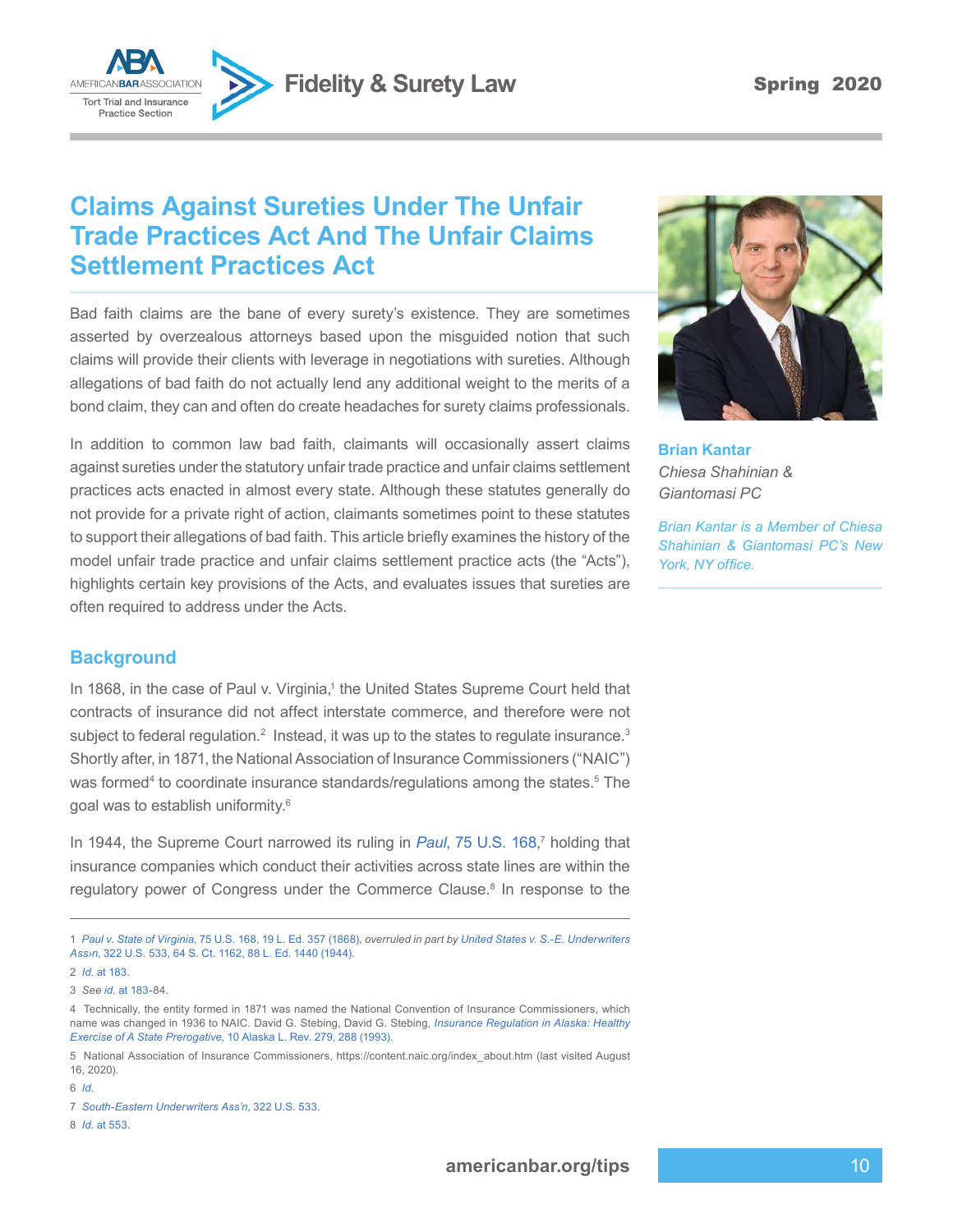# Claims Against Sureties Under The Unfair Trade Practices Act And The Unfair Claims Settlement Practices Act

**Brian Kantar**
*Chiesa Shahinian & Giantomasi PC*

*Brian Kantar is a Member of Chiesa Shahinian & Giantomasi PC's New York, NY office.*

Bad faith claims are the bane of every surety's existence. They are sometimes asserted by overzealous attorneys based upon the misguided notion that such claims will provide their clients with leverage in negotiations with sureties. Although allegations of bad faith do not actually lend any additional weight to the merits of a bond claim, they can and often do create headaches for surety claims professionals.

In addition to common law bad faith, claimants will occasionally assert claims against sureties under the statutory unfair trade practice and unfair claims settlement practices acts enacted in almost every state. Although these statutes generally do not provide for a private right of action, claimants sometimes point to these statutes to support their allegations of bad faith. This article briefly examines the history of the model unfair trade practice and unfair claims settlement practice acts (the "Acts"), highlights certain key provisions of the Acts, and evaluates issues that sureties are often required to address under the Acts.

## Background

In 1868, in the case of Paul v. Virginia,[1] the United States Supreme Court held that contracts of insurance did not affect interstate commerce, and therefore were not subject to federal regulation.[2] Instead, it was up to the states to regulate insurance.[3] Shortly after, in 1871, the National Association of Insurance Commissioners ("NAIC") was formed[4] to coordinate insurance standards/regulations among the states.[5] The goal was to establish uniformity.[6]

In 1944, the Supreme Court narrowed its ruling in *Paul*, 75 U.S. 168,[7] holding that insurance companies which conduct their activities across state lines are within the regulatory power of Congress under the Commerce Clause.[8] In response to the

---

1 *Paul v. State of Virginia*, 75 U.S. 168, 19 L. Ed. 357 (1868), *overruled in part by* United States v. S.-E. Underwriters Ass›n, 322 U.S. 533, 64 S. Ct. 1162, 88 L. Ed. 1440 (1944).

2 *Id.* at 183.

3 *See id.* at 183-84.

4 Technically, the entity formed in 1871 was named the National Convention of Insurance Commissioners, which name was changed in 1936 to NAIC. David G. Stebing, David G. Stebing, *Insurance Regulation in Alaska: Healthy Exercise of A State Prerogative*, 10 Alaska L. Rev. 279, 288 (1993).

5 National Association of Insurance Commissioners, https://content.naic.org/index_about.htm (last visited August 16, 2020).

6 *Id.*

7 *South-Eastern Underwriters Ass'n*, 322 U.S. 533.

8 *Id.* at 553.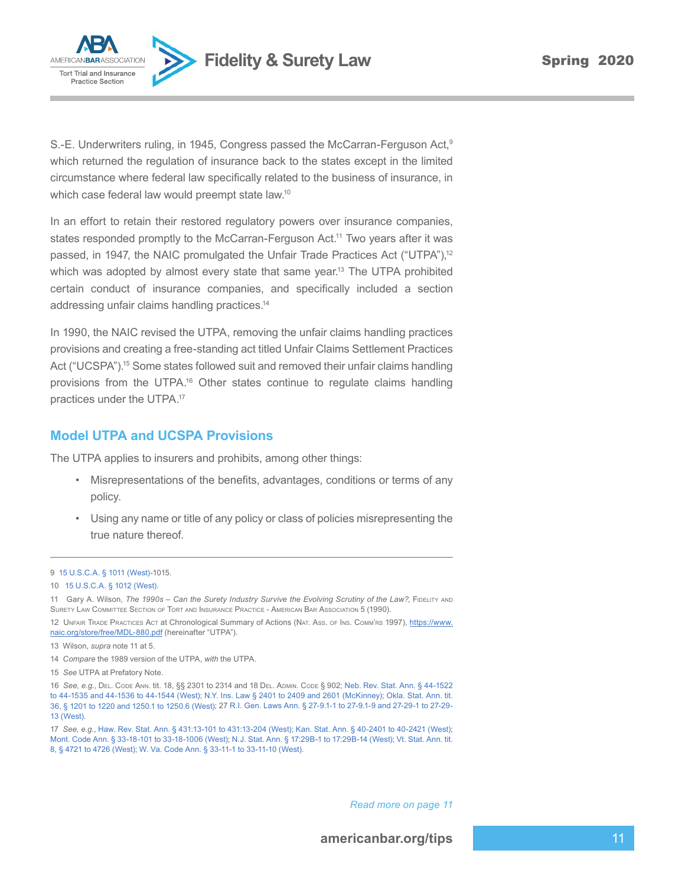S.-E. Underwriters ruling, in 1945, Congress passed the McCarran-Ferguson Act,[9] which returned the regulation of insurance back to the states except in the limited circumstance where federal law specifically related to the business of insurance, in which case federal law would preempt state law.[10]

In an effort to retain their restored regulatory powers over insurance companies, states responded promptly to the McCarran-Ferguson Act.[11] Two years after it was passed, in 1947, the NAIC promulgated the Unfair Trade Practices Act ("UTPA"),[12] which was adopted by almost every state that same year.[13] The UTPA prohibited certain conduct of insurance companies, and specifically included a section addressing unfair claims handling practices.[14]

In 1990, the NAIC revised the UTPA, removing the unfair claims handling practices provisions and creating a free-standing act titled Unfair Claims Settlement Practices Act ("UCSPA").[15] Some states followed suit and removed their unfair claims handling provisions from the UTPA.[16] Other states continue to regulate claims handling practices under the UTPA.[17]

## Model UTPA and UCSPA Provisions

The UTPA applies to insurers and prohibits, among other things:

- Misrepresentations of the benefits, advantages, conditions or terms of any policy.
- Using any name or title of any policy or class of policies misrepresenting the true nature thereof.

---

9 15 U.S.C.A. § 1011 (West)-1015.

10 15 U.S.C.A. § 1012 (West).

11 Gary A. Wilson, *The 1990s – Can the Surety Industry Survive the Evolving Scrutiny of the Law?*, Fidelity and Surety Law Committee Section of Tort and Insurance Practice - American Bar Association 5 (1990).

12 Unfair Trade Practices Act at Chronological Summary of Actions (Nat. Ass. of Ins. Comm'rs 1997), https://www.naic.org/store/free/MDL-880.pdf (hereinafter "UTPA").

13 Wilson, *supra* note 11 at 5.

14 *Compare* the 1989 version of the UTPA, *with* the UTPA.

15 *See* UTPA at Prefatory Note.

16 *See, e.g.*, Del. Code Ann. tit. 18, §§ 2301 to 2314 and 18 Del. Admin. Code § 902; Neb. Rev. Stat. Ann. § 44-1522 to 44-1535 and 44-1536 to 44-1544 (West); N.Y. Ins. Law § 2401 to 2409 and 2601 (McKinney); Okla. Stat. Ann. tit. 36, § 1201 to 1220 and 1250.1 to 1250.6 (West); 27 R.I. Gen. Laws Ann. § 27-9.1-1 to 27-9.1-9 and 27-29-1 to 27-29-13 (West).

17 *See, e.g.*, Haw. Rev. Stat. Ann. § 431:13-101 to 431:13-204 (West); Kan. Stat. Ann. § 40-2401 to 40-2421 (West); Mont. Code Ann. § 33-18-101 to 33-18-1006 (West); N.J. Stat. Ann. § 17:29B-1 to 17:29B-14 (West); Vt. Stat. Ann. tit. 8, § 4721 to 4726 (West); W. Va. Code Ann. § 33-11-1 to 33-11-10 (West).

*Read more on page 11*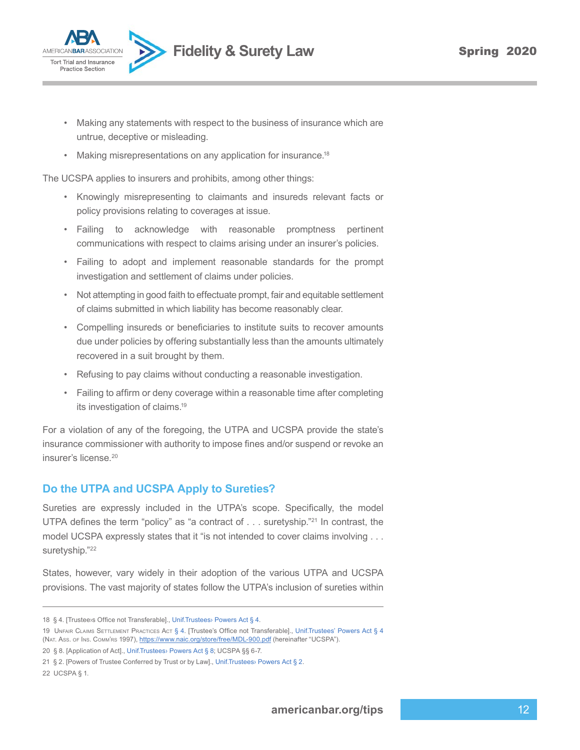- Making any statements with respect to the business of insurance which are untrue, deceptive or misleading.
- Making misrepresentations on any application for insurance.[18]

The UCSPA applies to insurers and prohibits, among other things:

- Knowingly misrepresenting to claimants and insureds relevant facts or policy provisions relating to coverages at issue.
- Failing to acknowledge with reasonable promptness pertinent communications with respect to claims arising under an insurer's policies.
- Failing to adopt and implement reasonable standards for the prompt investigation and settlement of claims under policies.
- Not attempting in good faith to effectuate prompt, fair and equitable settlement of claims submitted in which liability has become reasonably clear.
- Compelling insureds or beneficiaries to institute suits to recover amounts due under policies by offering substantially less than the amounts ultimately recovered in a suit brought by them.
- Refusing to pay claims without conducting a reasonable investigation.
- Failing to affirm or deny coverage within a reasonable time after completing its investigation of claims.[19]

For a violation of any of the foregoing, the UTPA and UCSPA provide the state's insurance commissioner with authority to impose fines and/or suspend or revoke an insurer's license.[20]

## Do the UTPA and UCSPA Apply to Sureties?

Sureties are expressly included in the UTPA's scope. Specifically, the model UTPA defines the term "policy" as "a contract of . . . suretyship."[21] In contrast, the model UCSPA expressly states that it "is not intended to cover claims involving . . . suretyship."[22]

States, however, vary widely in their adoption of the various UTPA and UCSPA provisions. The vast majority of states follow the UTPA's inclusion of sureties within

---

18 § 4. [Trustee›s Office not Transferable]., Unif.Trustees› Powers Act § 4.

19 Unfair Claims Settlement Practices Act § 4. [Trustee's Office not Transferable]., Unif.Trustees' Powers Act § 4 (Nat. Ass. of Ins. Comm'rs 1997), https://www.naic.org/store/free/MDL-900.pdf (hereinafter "UCSPA").

20 § 8. [Application of Act]., Unif.Trustees› Powers Act § 8; UCSPA §§ 6-7.

21 § 2. [Powers of Trustee Conferred by Trust or by Law]., Unif.Trustees› Powers Act § 2.

22 UCSPA § 1.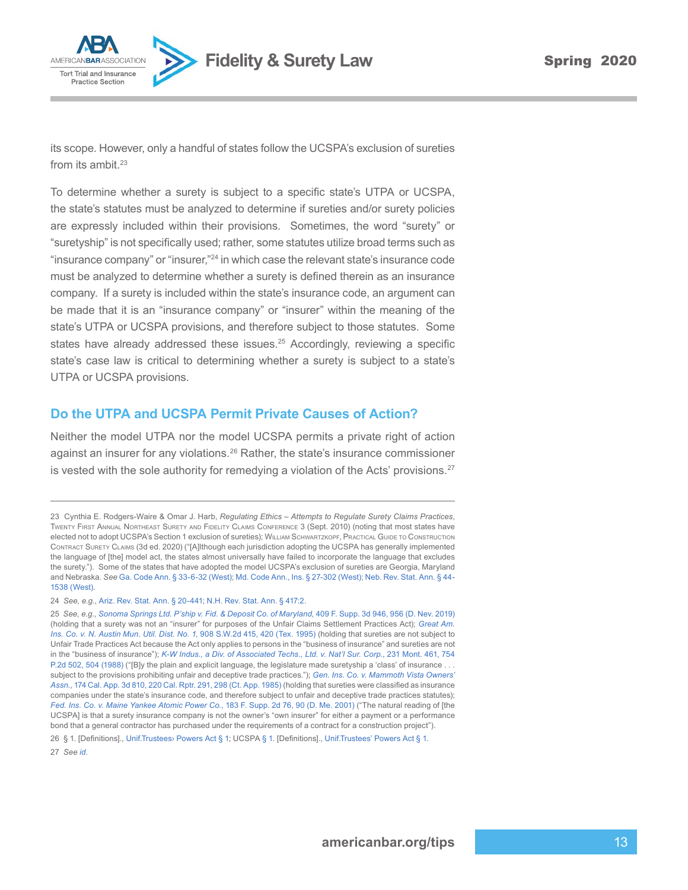its scope. However, only a handful of states follow the UCSPA's exclusion of sureties from its ambit.[23]

To determine whether a surety is subject to a specific state's UTPA or UCSPA, the state's statutes must be analyzed to determine if sureties and/or surety policies are expressly included within their provisions. Sometimes, the word "surety" or "suretyship" is not specifically used; rather, some statutes utilize broad terms such as "insurance company" or "insurer,"[24] in which case the relevant state's insurance code must be analyzed to determine whether a surety is defined therein as an insurance company. If a surety is included within the state's insurance code, an argument can be made that it is an "insurance company" or "insurer" within the meaning of the state's UTPA or UCSPA provisions, and therefore subject to those statutes. Some states have already addressed these issues.[25] Accordingly, reviewing a specific state's case law is critical to determining whether a surety is subject to a state's UTPA or UCSPA provisions.

## Do the UTPA and UCSPA Permit Private Causes of Action?

Neither the model UTPA nor the model UCSPA permits a private right of action against an insurer for any violations.[26] Rather, the state's insurance commissioner is vested with the sole authority for remedying a violation of the Acts' provisions.[27]

---

23 Cynthia E. Rodgers-Waire & Omar J. Harb, *Regulating Ethics – Attempts to Regulate Surety Claims Practices*, Twenty First Annual Northeast Surety and Fidelity Claims Conference 3 (Sept. 2010) (noting that most states have elected not to adopt UCSPA's Section 1 exclusion of sureties); William Schwartzkopf, Practical Guide to Construction Contract Surety Claims (3d ed. 2020) ("[A]lthough each jurisdiction adopting the UCSPA has generally implemented the language of [the] model act, the states almost universally have failed to incorporate the language that excludes the surety."). Some of the states that have adopted the model UCSPA's exclusion of sureties are Georgia, Maryland and Nebraska. *See* Ga. Code Ann. § 33-6-32 (West); Md. Code Ann., Ins. § 27-302 (West); Neb. Rev. Stat. Ann. § 44-1538 (West).

24 *See, e.g.*, Ariz. Rev. Stat. Ann. § 20-441; N.H. Rev. Stat. Ann. § 417:2.

25 *See, e.g.*, *Sonoma Springs Ltd. P'ship v. Fid. & Deposit Co. of Maryland*, 409 F. Supp. 3d 946, 956 (D. Nev. 2019) (holding that a surety was not an "insurer" for purposes of the Unfair Claims Settlement Practices Act); *Great Am. Ins. Co. v. N. Austin Mun. Util. Dist. No. 1*, 908 S.W.2d 415, 420 (Tex. 1995) (holding that sureties are not subject to Unfair Trade Practices Act because the Act only applies to persons in the "business of insurance" and sureties are not in the "business of insurance"); *K-W Indus., a Div. of Associated Techs., Ltd. v. Nat'l Sur. Corp.*, 231 Mont. 461, 754 P.2d 502, 504 (1988) ("[B]y the plain and explicit language, the legislature made suretyship a 'class' of insurance . . . subject to the provisions prohibiting unfair and deceptive trade practices."); *Gen. Ins. Co. v. Mammoth Vista Owners' Assn.*, 174 Cal. App. 3d 810, 220 Cal. Rptr. 291, 298 (Ct. App. 1985) (holding that sureties were classified as insurance companies under the state's insurance code, and therefore subject to unfair and deceptive trade practices statutes); *Fed. Ins. Co. v. Maine Yankee Atomic Power Co.*, 183 F. Supp. 2d 76, 90 (D. Me. 2001) ("The natural reading of [the UCSPA] is that a surety insurance company is not the owner's "own insurer" for either a payment or a performance bond that a general contractor has purchased under the requirements of a contract for a construction project").

26 § 1. [Definitions]., Unif.Trustees› Powers Act § 1; UCSPA § 1. [Definitions]., Unif.Trustees' Powers Act § 1.

27 *See id.*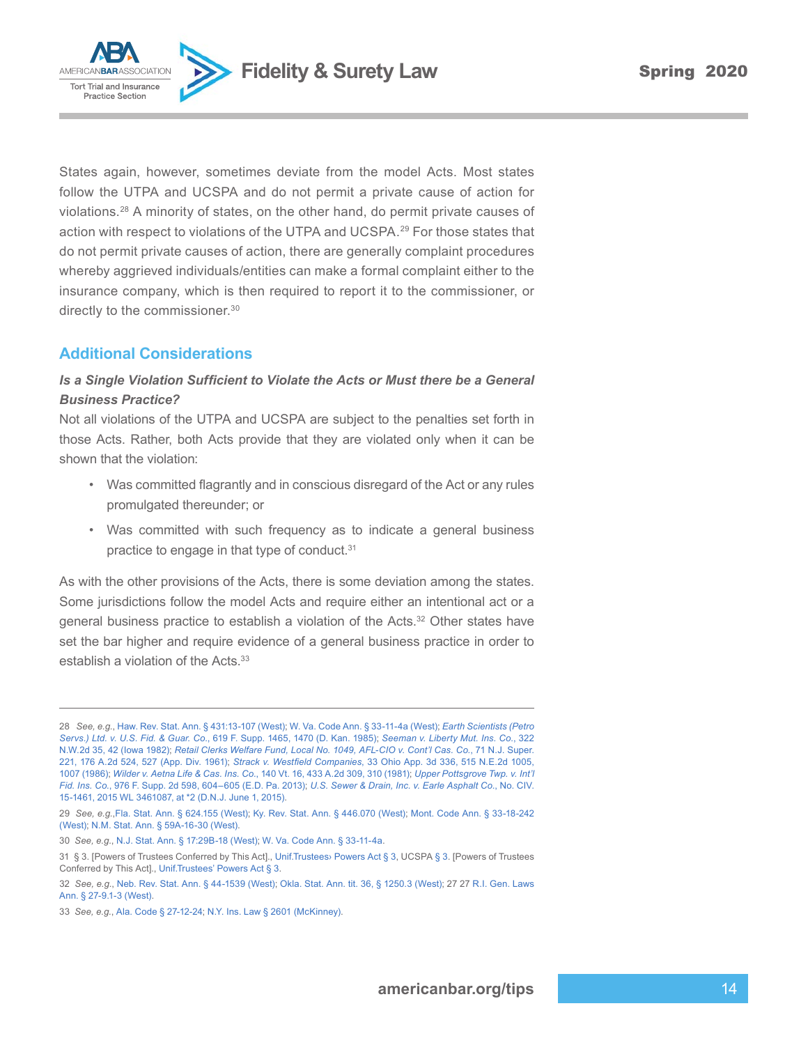States again, however, sometimes deviate from the model Acts. Most states follow the UTPA and UCSPA and do not permit a private cause of action for violations.[28] A minority of states, on the other hand, do permit private causes of action with respect to violations of the UTPA and UCSPA.[29] For those states that do not permit private causes of action, there are generally complaint procedures whereby aggrieved individuals/entities can make a formal complaint either to the insurance company, which is then required to report it to the commissioner, or directly to the commissioner.[30]

## Additional Considerations

***Is a Single Violation Sufficient to Violate the Acts or Must there be a General Business Practice?***

Not all violations of the UTPA and UCSPA are subject to the penalties set forth in those Acts. Rather, both Acts provide that they are violated only when it can be shown that the violation:

- Was committed flagrantly and in conscious disregard of the Act or any rules promulgated thereunder; or
- Was committed with such frequency as to indicate a general business practice to engage in that type of conduct.[31]

As with the other provisions of the Acts, there is some deviation among the states. Some jurisdictions follow the model Acts and require either an intentional act or a general business practice to establish a violation of the Acts.[32] Other states have set the bar higher and require evidence of a general business practice in order to establish a violation of the Acts.[33]

---

28 *See, e.g.*, Haw. Rev. Stat. Ann. § 431:13-107 (West); W. Va. Code Ann. § 33-11-4a (West); *Earth Scientists (Petro Servs.) Ltd. v. U.S. Fid. & Guar. Co.*, 619 F. Supp. 1465, 1470 (D. Kan. 1985); *Seeman v. Liberty Mut. Ins. Co.*, 322 N.W.2d 35, 42 (Iowa 1982); *Retail Clerks Welfare Fund, Local No. 1049, AFL-CIO v. Cont'l Cas. Co.*, 71 N.J. Super. 221, 176 A.2d 524, 527 (App. Div. 1961); *Strack v. Westfield Companies*, 33 Ohio App. 3d 336, 515 N.E.2d 1005, 1007 (1986); *Wilder v. Aetna Life & Cas. Ins. Co.*, 140 Vt. 16, 433 A.2d 309, 310 (1981); *Upper Pottsgrove Twp. v. Int'l Fid. Ins. Co.*, 976 F. Supp. 2d 598, 604–605 (E.D. Pa. 2013); *U.S. Sewer & Drain, Inc. v. Earle Asphalt Co.*, No. CIV. 15-1461, 2015 WL 3461087, at *2 (D.N.J. June 1, 2015).

29 *See, e.g.*,Fla. Stat. Ann. § 624.155 (West); Ky. Rev. Stat. Ann. § 446.070 (West); Mont. Code Ann. § 33-18-242 (West); N.M. Stat. Ann. § 59A-16-30 (West).

30 *See, e.g.*, N.J. Stat. Ann. § 17:29B-18 (West); W. Va. Code Ann. § 33-11-4a.

31 § 3. [Powers of Trustees Conferred by This Act]., Unif.Trustees› Powers Act § 3, UCSPA § 3. [Powers of Trustees Conferred by This Act]., Unif.Trustees' Powers Act § 3.

32 *See, e.g.*, Neb. Rev. Stat. Ann. § 44-1539 (West); Okla. Stat. Ann. tit. 36, § 1250.3 (West); 27 27 R.I. Gen. Laws Ann. § 27-9.1-3 (West).

33 *See, e.g.*, Ala. Code § 27-12-24; N.Y. Ins. Law § 2601 (McKinney).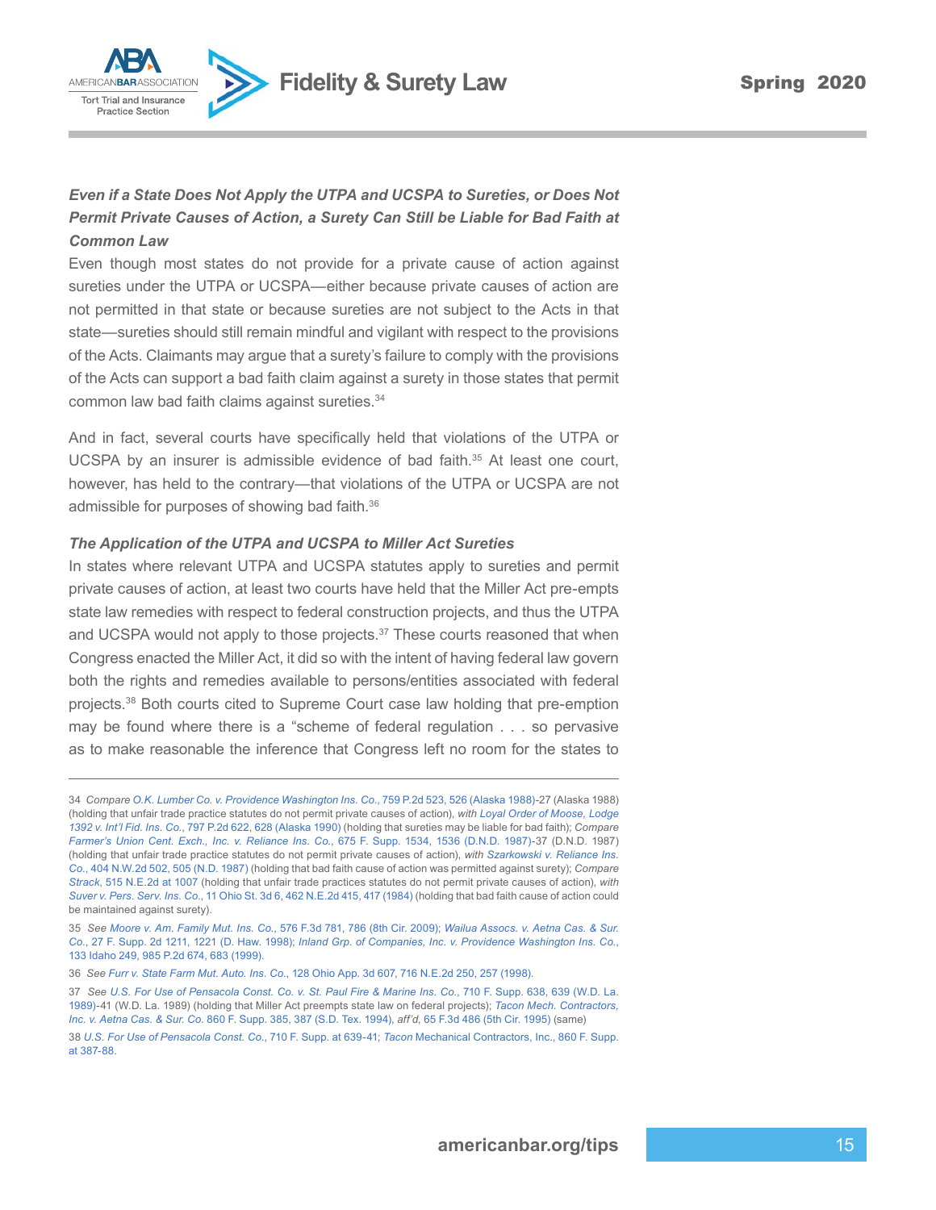***Even if a State Does Not Apply the UTPA and UCSPA to Sureties, or Does Not Permit Private Causes of Action, a Surety Can Still be Liable for Bad Faith at Common Law***

Even though most states do not provide for a private cause of action against sureties under the UTPA or UCSPA—either because private causes of action are not permitted in that state or because sureties are not subject to the Acts in that state—sureties should still remain mindful and vigilant with respect to the provisions of the Acts. Claimants may argue that a surety's failure to comply with the provisions of the Acts can support a bad faith claim against a surety in those states that permit common law bad faith claims against sureties.[34]

And in fact, several courts have specifically held that violations of the UTPA or UCSPA by an insurer is admissible evidence of bad faith.[35] At least one court, however, has held to the contrary—that violations of the UTPA or UCSPA are not admissible for purposes of showing bad faith.[36]

***The Application of the UTPA and UCSPA to Miller Act Sureties***

In states where relevant UTPA and UCSPA statutes apply to sureties and permit private causes of action, at least two courts have held that the Miller Act pre-empts state law remedies with respect to federal construction projects, and thus the UTPA and UCSPA would not apply to those projects.[37] These courts reasoned that when Congress enacted the Miller Act, it did so with the intent of having federal law govern both the rights and remedies available to persons/entities associated with federal projects.[38] Both courts cited to Supreme Court case law holding that pre-emption may be found where there is a "scheme of federal regulation . . . so pervasive as to make reasonable the inference that Congress left no room for the states to

---

34 *Compare O.K. Lumber Co. v. Providence Washington Ins. Co.*, 759 P.2d 523, 526 (Alaska 1988)-27 (Alaska 1988) (holding that unfair trade practice statutes do not permit private causes of action), *with Loyal Order of Moose, Lodge 1392 v. Int'l Fid. Ins. Co.*, 797 P.2d 622, 628 (Alaska 1990) (holding that sureties may be liable for bad faith); *Compare Farmer's Union Cent. Exch., Inc. v. Reliance Ins. Co.*, 675 F. Supp. 1534, 1536 (D.N.D. 1987)-37 (D.N.D. 1987) (holding that unfair trade practices statutes do not permit private causes of action), *with Szarkowski v. Reliance Ins. Co.*, 404 N.W.2d 502, 505 (N.D. 1987) (holding that bad faith cause of action was permitted against surety); *Compare Strack*, 515 N.E.2d at 1007 (holding that unfair trade practices statutes do not permit private causes of action), *with Suver v. Pers. Serv. Ins. Co.*, 11 Ohio St. 3d 6, 462 N.E.2d 415, 417 (1984) (holding that bad faith cause of action could be maintained against surety).

35 *See Moore v. Am. Family Mut. Ins. Co.*, 576 F.3d 781, 786 (8th Cir. 2009); *Wailua Assocs. v. Aetna Cas. & Sur. Co.*, 27 F. Supp. 2d 1211, 1221 (D. Haw. 1998); *Inland Grp. of Companies, Inc. v. Providence Washington Ins. Co.*, 133 Idaho 249, 985 P.2d 674, 683 (1999).

36 *See Furr v. State Farm Mut. Auto. Ins. Co.*, 128 Ohio App. 3d 607, 716 N.E.2d 250, 257 (1998).

37 *See U.S. For Use of Pensacola Const. Co. v. St. Paul Fire & Marine Ins. Co.*, 710 F. Supp. 638, 639 (W.D. La. 1989)-41 (W.D. La. 1989) (holding that Miller Act preempts state law on federal projects); *Tacon Mech. Contractors, Inc. v. Aetna Cas. & Sur. Co.* 860 F. Supp. 385, 387 (S.D. Tex. 1994), *aff'd*, 65 F.3d 486 (5th Cir. 1995) (same)

38 *U.S. For Use of Pensacola Const. Co.*, 710 F. Supp. at 639-41; *Tacon* Mechanical Contractors, Inc., 860 F. Supp. at 387-88.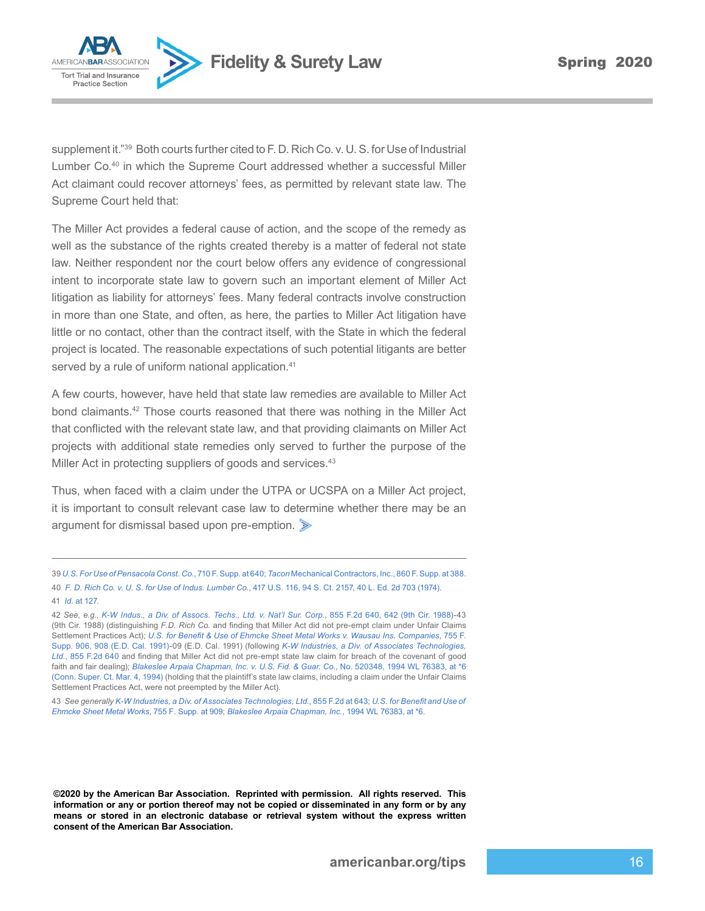supplement it."[39] Both courts further cited to F. D. Rich Co. v. U. S. for Use of Industrial Lumber Co.[40] in which the Supreme Court addressed whether a successful Miller Act claimant could recover attorneys' fees, as permitted by relevant state law. The Supreme Court held that:

The Miller Act provides a federal cause of action, and the scope of the remedy as well as the substance of the rights created thereby is a matter of federal not state law. Neither respondent nor the court below offers any evidence of congressional intent to incorporate state law to govern such an important element of Miller Act litigation as liability for attorneys' fees. Many federal contracts involve construction in more than one State, and often, as here, the parties to Miller Act litigation have little or no contact, other than the contract itself, with the State in which the federal project is located. The reasonable expectations of such potential litigants are better served by a rule of uniform national application.[41]

A few courts, however, have held that state law remedies are available to Miller Act bond claimants.[42] Those courts reasoned that there was nothing in the Miller Act that conflicted with the relevant state law, and that providing claimants on Miller Act projects with additional state remedies only served to further the purpose of the Miller Act in protecting suppliers of goods and services.[43]

Thus, when faced with a claim under the UTPA or UCSPA on a Miller Act project, it is important to consult relevant case law to determine whether there may be an argument for dismissal based upon pre-emption.

---

39 *U.S. For Use of Pensacola Const. Co.*, 710 F. Supp. at 640; *Tacon* Mechanical Contractors, Inc., 860 F. Supp. at 388.

40 *F. D. Rich Co. v. U. S. for Use of Indus. Lumber Co.*, 417 U.S. 116, 94 S. Ct. 2157, 40 L. Ed. 2d 703 (1974).

41 *Id.* at 127.

42 *See, e.g.*, *K-W Indus., a Div. of Assocs. Techs., Ltd. v. Nat'l Sur. Corp.*, 855 F.2d 640, 642 (9th Cir. 1988)-43 (9th Cir. 1988) (distinguishing *F.D. Rich Co.* and finding that Miller Act did not pre-empt claim under Unfair Claims Settlement Practices Act); *U.S. for Benefit & Use of Ehmcke Sheet Metal Works v. Wausau Ins. Companies*, 755 F. Supp. 906, 908 (E.D. Cal. 1991)-09 (E.D. Cal. 1991) (following *K-W Industries, a Div. of Associates Technologies, Ltd.*, 855 F.2d 640 and finding that Miller Act did not pre-empt state law claim for breach of the covenant of good faith and fair dealing); *Blakeslee Arpaia Chapman, Inc. v. U.S. Fid. & Guar. Co.*, No. 520348, 1994 WL 76383, at *6 (Conn. Super. Ct. Mar. 4, 1994) (holding that the plaintiff's state law claims, including a claim under the Unfair Claims Settlement Practices Act, were not preempted by the Miller Act).

43 *See generally* *K-W Industries, a Div. of Associates Technologies, Ltd.*, 855 F.2d at 643; *U.S. for Benefit and Use of Ehmcke Sheet Metal Works*, 755 F. Supp. at 909; *Blakeslee Arpaia Chapman, Inc.*, 1994 WL 76383, at *6.

**©2020 by the American Bar Association. Reprinted with permission. All rights reserved. This information or any or portion thereof may not be copied or disseminated in any form or by any means or stored in an electronic database or retrieval system without the express written consent of the American Bar Association.**